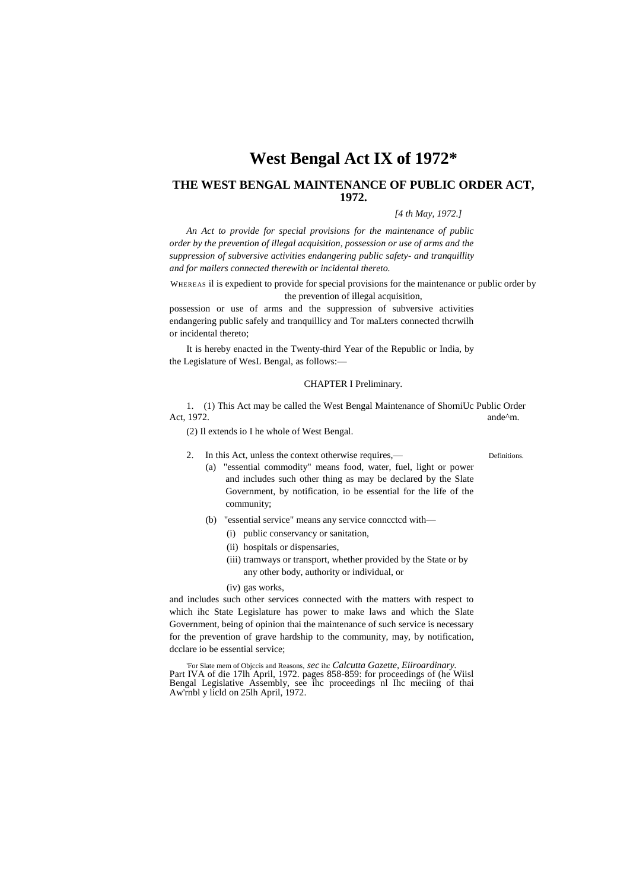# West Bengal Act IX of 1972*

## THE WEST BENGAL MAINTENANCE OF PUBLIC ORDER ACT, 1972.

*[4 th May, 1972.]*

*An Act to provide for special provisions for the maintenance of public order by the prevention of illegal acquisition, possession or use of arms and the suppression of subversive activities endangering public safety- and tranquillity and for mailers connected therewith or incidental thereto.*

WHEREAS il is expedient to provide for special provisions for the maintenance or public order by the prevention of illegal acquisition, possession or use of arms and the suppression of subversive activities endangering public safely and tranquillicy and Tor maLters connected thcrwilh or incidental thereto;

It is hereby enacted in the Twenty-third Year of the Republic or India, by the Legislature of WesL Bengal, as follows:—

CHAPTER I Preliminary.

1. (1) This Act may be called the West Bengal Maintenance of ShorniUc Public Order Act, 1972. ande^m.

(2) Il extends io I he whole of West Bengal.

2. In this Act, unless the context otherwise requires,— Definitions.

(a) "essential commodity" means food, water, fuel, light or power and includes such other thing as may be declared by the Slate Government, by notification, io be essential for the life of the community;

(b) "essential service" means any service conncctcd with—

(i) public conservancy or sanitation,

(ii) hospitals or dispensaries,

(iii) tramways or transport, whether provided by the State or by any other body, authority or individual, or

(iv) gas works,

and includes such other services connected with the matters with respect to which ihc State Legislature has power to make laws and which the Slate Government, being of opinion thai the maintenance of such service is necessary for the prevention of grave hardship to the community, may, by notification, dcclare io be essential service;

'For Slate mem of Objccis and Reasons, *sec* ihc *Calcutta Gazette, Eiiroardinary.* Part IVA of die 17lh April, 1972. pages 858-859: for proceedings of (he Wiisl Bengal Legislative Assembly, see ihc proceedings nl Ihc meciing of thai Aw'rnbl y licld on 25lh April, 1972.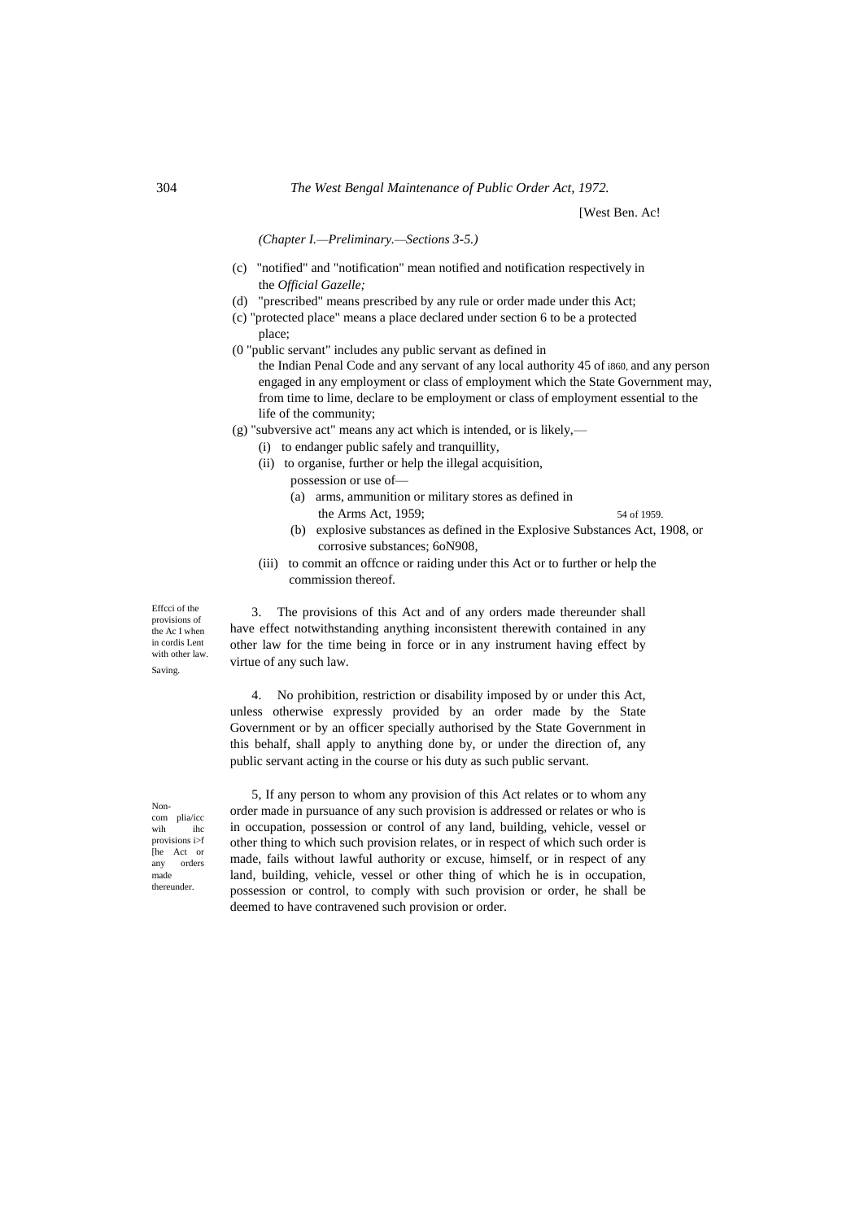[West Ben. Ac!

*(Chapter I.—Preliminary.—Sections 3-5.)*

(c) "notified" and "notification" mean notified and notification respectively in the *Official Gazelle;*

(d) "prescribed" means prescribed by any rule or order made under this Act;

(c) "protected place" means a place declared under section 6 to be a protected place;

(0 "public servant" includes any public servant as defined in the Indian Penal Code and any servant of any local authority 45 of i860. and any person engaged in any employment or class of employment which the State Government may, from time to lime, declare to be employment or class of employment essential to the life of the community;

(g) "subversive act" means any act which is intended, or is likely,—

(i) to endanger public safely and tranquillity,

(ii) to organise, further or help the illegal acquisition, possession or use of—

(a) arms, ammunition or military stores as defined in the Arms Act, 1959; 54 of 1959.

(b) explosive substances as defined in the Explosive Substances Act, 1908, or corrosive substances; 6oN908,

(iii) to commit an offcnce or raiding under this Act or to further or help the commission thereof.

Effcci of the provisions of the Ac I when in cordis Lent with other law.

3. The provisions of this Act and of any orders made thereunder shall have effect notwithstanding anything inconsistent therewith contained in any other law for the time being in force or in any instrument having effect by virtue of any such law.

Saving.

4. No prohibition, restriction or disability imposed by or under this Act, unless otherwise expressly provided by an order made by the State Government or by an officer specially authorised by the State Government in this behalf, shall apply to anything done by, or under the direction of, any public servant acting in the course or his duty as such public servant.

Non-com plia/icc wih ihc provisions i>f [he Act or any orders made thereunder.

5, If any person to whom any provision of this Act relates or to whom any order made in pursuance of any such provision is addressed or relates or who is in occupation, possession or control of any land, building, vehicle, vessel or other thing to which such provision relates, or in respect of which such order is made, fails without lawful authority or excuse, himself, or in respect of any land, building, vehicle, vessel or other thing of which he is in occupation, possession or control, to comply with such provision or order, he shall be deemed to have contravened such provision or order.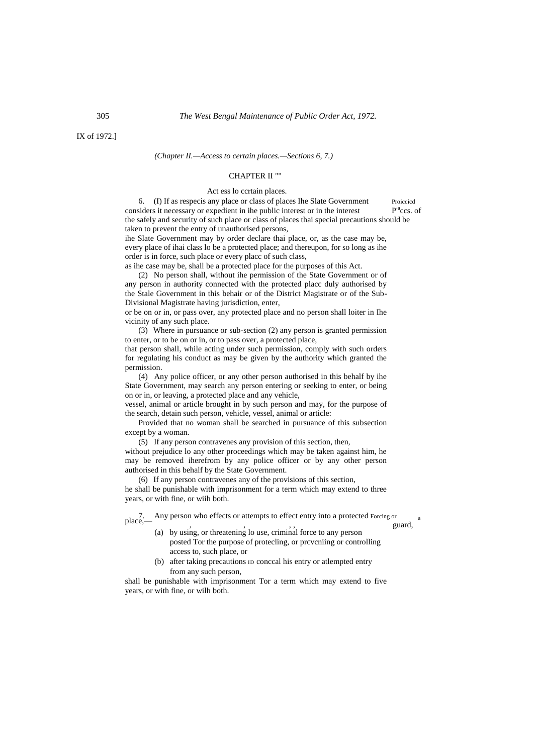IX of 1972.]

*(Chapter II.—Access to certain places.—Sections 6, 7.)*

## CHAPTER II ""

### Act ess lo ccrtain places.

Proiccicd P[rd]ccs. of

6. (I) If as respecis any place or class of places Ihe Slate Government considers it necessary or expedient in ihe public interest or in the interest of the safely and security of such place or class of places thai special precautions should be taken to prevent the entry of unauthorised persons,

ihe Slate Government may by order declare thai place, or, as the case may be, every place of ihai class lo be a protected place; and thereupon, for so long as ihe order is in force, such place or every placc of such class,

as ihe case may be, shall be a protected place for the purposes of this Act.

(2) No person shall, without ihe permission of the State Government or of any person in authority connected with the protected placc duly authorised by the Stale Government in this behair or of the District Magistrate or of the Sub-Divisional Magistrate having jurisdiction, enter,

or be on or in, or pass over, any protected place and no person shall loiter in Ihe vicinity of any such place.

(3) Where in pursuance or sub-section (2) any person is granted permission to enter, or to be on or in, or to pass over, a protected place,

that person shall, while acting under such permission, comply with such orders for regulating his conduct as may be given by the authority which granted the permission.

(4) Any police officer, or any other person authorised in this behalf by ihe State Government, may search any person entering or seeking to enter, or being on or in, or leaving, a protected place and any vehicle,

vessel, animal or article brought in by such person and may, for the purpose of the search, detain such person, vehicle, vessel, animal or article:

Provided that no woman shall be searched in pursuance of this subsection except by a woman.

(5) If any person contravenes any provision of this section, then,

without prejudice lo any other proceedings which may be taken against him, he may be removed iherefrom by any police officer or by any other person authorised in this behalf by the State Government.

(6) If any person contravenes any of the provisions of this section,

he shall be punishable with imprisonment for a term which may extend to three years, or with fine, or wiih both.

Forcing or a guard,

7. Any person who effects or attempts to effect entry into a protected place,—

(a) by using, or threatening lo use, criminal force to any person posted Tor the purpose of protecling, or prcvcniing or controlling access to, such place, or

(b) after taking precautions ID conccal his entry or atlempted entry from any such person,

shall be punishable with imprisonment Tor a term which may extend to five years, or with fine, or wilh both.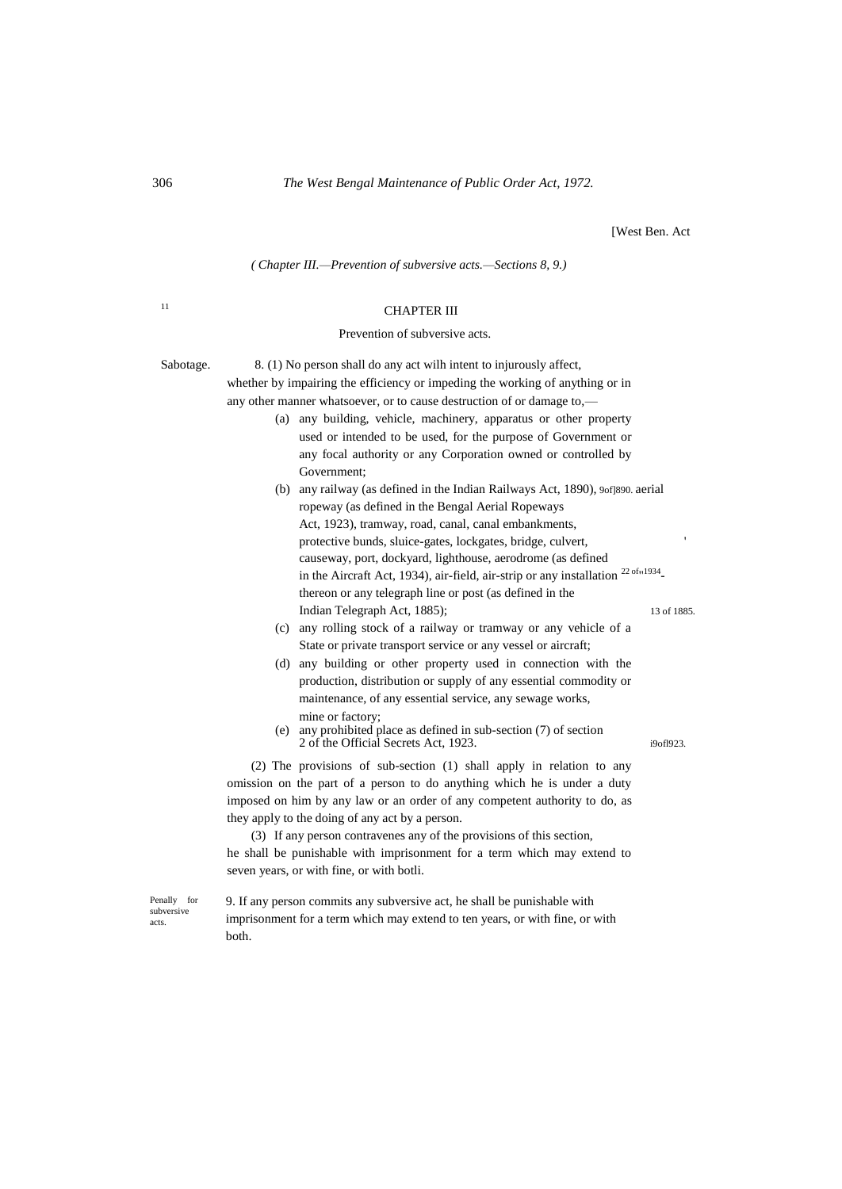[West Ben. Act

*(Chapter III.—Prevention of subversive acts.—Sections 8, 9.)*

## CHAPTER III

### Prevention of subversive acts.

Sabotage.

8. (1) No person shall do any act wilh intent to injurously affect, whether by impairing the efficiency or impeding the working of anything or in any other manner whatsoever, or to cause destruction of or damage to,—

(a) any building, vehicle, machinery, apparatus or other property used or intended to be used, for the purpose of Government or any focal authority or any Corporation owned or controlled by Government;

(b) any railway (as defined in the Indian Railways Act, 1890), 9of]890. aerial ropeway (as defined in the Bengal Aerial Ropeways Act, 1923), tramway, road, canal, canal embankments, protective bunds, sluice-gates, lockgates, bridge, culvert, causeway, port, dockyard, lighthouse, aerodrome (as defined in the Aircraft Act, 1934), 22 of 1934. air-field, air-strip or any installation thereon or any telegraph line or post (as defined in the Indian Telegraph Act, 1885); 13 of 1885.

(c) any rolling stock of a railway or tramway or any vehicle of a State or private transport service or any vessel or aircraft;

(d) any building or other property used in connection with the production, distribution or supply of any essential commodity or maintenance, of any essential service, any sewage works, mine or factory;

(e) any prohibited place as defined in sub-section (7) of section 2 of the Official Secrets Act, 1923. i9ofl923.

(2) The provisions of sub-section (1) shall apply in relation to any omission on the part of a person to do anything which he is under a duty imposed on him by any law or an order of any competent authority to do, as they apply to the doing of any act by a person.

(3) If any person contravenes any of the provisions of this section, he shall be punishable with imprisonment for a term which may extend to seven years, or with fine, or with botli.

Penally for subversive acts.

9. If any person commits any subversive act, he shall be punishable with imprisonment for a term which may extend to ten years, or with fine, or with both.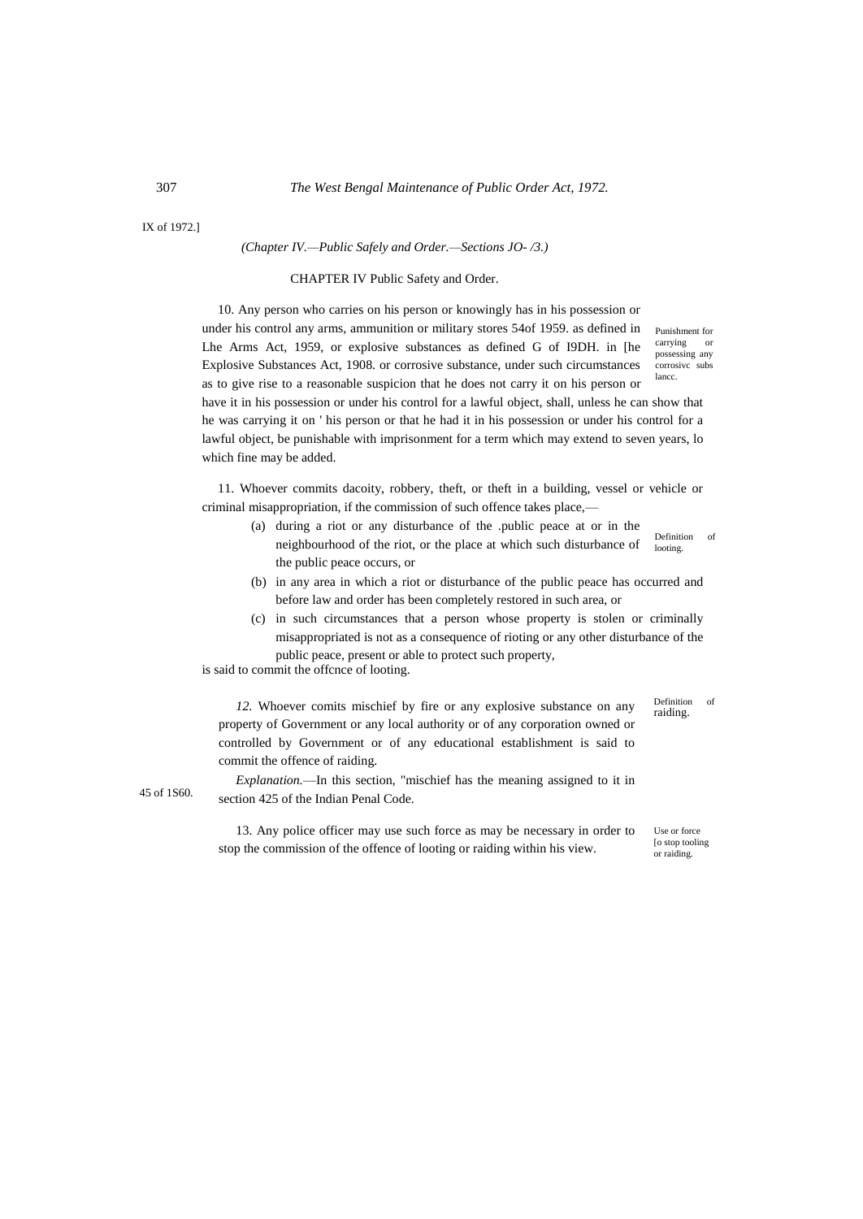IX of 1972.]

*(Chapter IV.—Public Safely and Order.—Sections JO- /3.)*

## CHAPTER IV Public Safety and Order.

Punishment for carrying or possessing any corrosivc subs lancc.

10. Any person who carries on his person or knowingly has in his possession or under his control any arms, ammunition or military stores 54of 1959. as defined in Lhe Arms Act, 1959, or explosive substances as defined G of I9DH. in [he Explosive Substances Act, 1908. or corrosive substance, under such circumstances as to give rise to a reasonable suspicion that he does not carry it on his person or have it in his possession or under his control for a lawful object, shall, unless he can show that he was carrying it on ' his person or that he had it in his possession or under his control for a lawful object, be punishable with imprisonment for a term which may extend to seven years, lo which fine may be added.

Definition of looting.

11. Whoever commits dacoity, robbery, theft, or theft in a building, vessel or vehicle or criminal misappropriation, if the commission of such offence takes place,—

(a) during a riot or any disturbance of the .public peace at or in the neighbourhood of the riot, or the place at which such disturbance of the public peace occurs, or

(b) in any area in which a riot or disturbance of the public peace has occurred and before law and order has been completely restored in such area, or

(c) in such circumstances that a person whose property is stolen or criminally misappropriated is not as a consequence of rioting or any other disturbance of the public peace, present or able to protect such property,

is said to commit the offcnce of looting.

Definition of raiding.

*12.* Whoever comits mischief by fire or any explosive substance on any property of Government or any local authority or of any corporation owned or controlled by Government or of any educational establishment is said to commit the offence of raiding.

45 of 1S60.

*Explanation.*—In this section, "mischief has the meaning assigned to it in section 425 of the Indian Penal Code.

Use or force [o stop tooling or raiding.

13. Any police officer may use such force as may be necessary in order to stop the commission of the offence of looting or raiding within his view.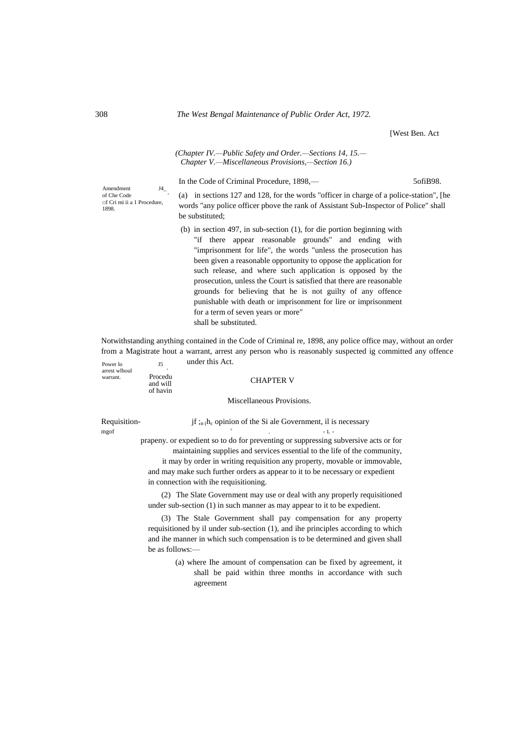[West Ben. Act

*(Chapter IV.—Public Safety and Order.—Sections 14, 15.—
Chapter V.—Miscellaneous Provisions,—Section 16.)*

Amendment of Che Code □f Cri mi ii a 1 Procedure, 1898.

J4_ In the Code of Criminal Procedure, 1898,— 5ofiB98.

(a) in sections 127 and 128, for the words "officer in charge of a police-station", [he words "any police officer pbove the rank of Assistant Sub-Inspector of Police" shall be substituted;

(b) in section 497, in sub-section (1), for die portion beginning with "if there appear reasonable grounds" and ending with "imprisonment for life", the words "unless the prosecution has been given a reasonable opportunity to oppose the application for such release, and where such application is opposed by the prosecution, unless the Court is satisfied that there are reasonable grounds for believing that he is not guilty of any offence punishable with death or imprisonment for lire or imprisonment for a term of seven years or more"
shall be substituted.

Power lo arrest wlhoul warrant.

J5 Notwithstanding anything contained in the Code of Criminal Procedu re, 1898, any police office may, without an order from a Magistrate and will hout a warrant, arrest any person who is reasonably suspected of havin ig committed any offence under this Act.

## CHAPTER V

### Miscellaneous Provisions.

Requisition-mgof prapeny.

jf ;n (hc opinion of the Si ale Government, il is necessary or expedient so to do for preventing or suppressing subversive acts or for maintaining supplies and services essential to the life of the community, it may by order in writing requisition any property, movable or immovable, and may make such further orders as appear to it to be necessary or expedient in connection with ihe requisitioning.

(2) The Slate Government may use or deal with any properly requisitioned under sub-section (1) in such manner as may appear to it to be expedient.

(3) The Stale Government shall pay compensation for any property requisitioned by il under sub-section (1), and ihe principles according to which and ihe manner in which such compensation is to be determined and given shall be as follows:—

(a) where Ihe amount of compensation can be fixed by agreement, it shall be paid within three months in accordance with such agreement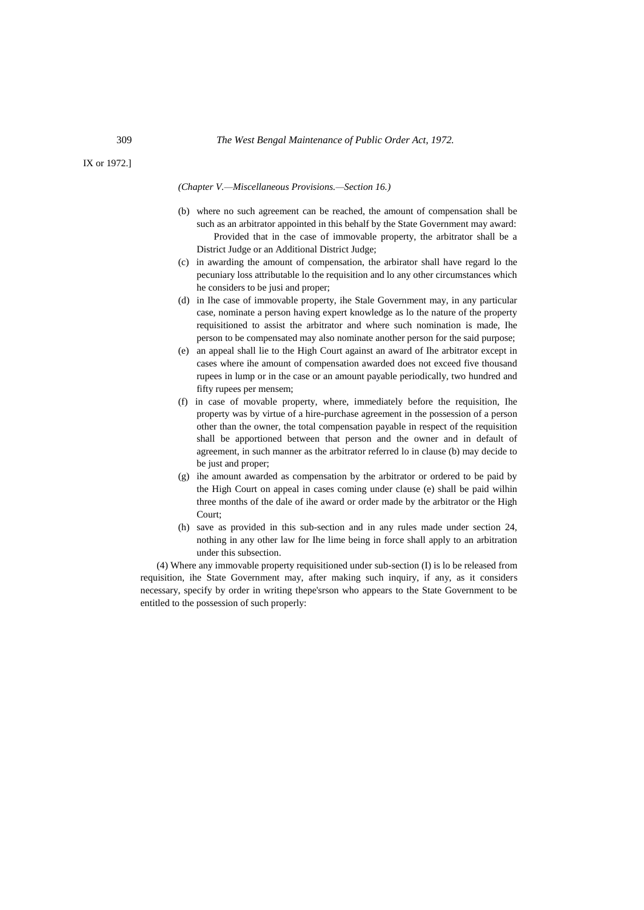*(Chapter V.—Miscellaneous Provisions.—Section 16.)*

(b) where no such agreement can be reached, the amount of compensation shall be such as an arbitrator appointed in this behalf by the State Government may award:

Provided that in the case of immovable property, the arbitrator shall be a District Judge or an Additional District Judge;

(c) in awarding the amount of compensation, the arbirator shall have regard lo the pecuniary loss attributable lo the requisition and lo any other circumstances which he considers to be jusi and proper;

(d) in Ihe case of immovable property, ihe Stale Government may, in any particular case, nominate a person having expert knowledge as lo the nature of the property requisitioned to assist the arbitrator and where such nomination is made, Ihe person to be compensated may also nominate another person for the said purpose;

(e) an appeal shall lie to the High Court against an award of Ihe arbitrator except in cases where ihe amount of compensation awarded does not exceed five thousand rupees in lump or in the case or an amount payable periodically, two hundred and fifty rupees per mensem;

(f) in case of movable property, where, immediately before the requisition, Ihe property was by virtue of a hire-purchase agreement in the possession of a person other than the owner, the total compensation payable in respect of the requisition shall be apportioned between that person and the owner and in default of agreement, in such manner as the arbitrator referred lo in clause (b) may decide to be just and proper;

(g) ihe amount awarded as compensation by the arbitrator or ordered to be paid by the High Court on appeal in cases coming under clause (e) shall be paid wilhin three months of the dale of ihe award or order made by the arbitrator or the High Court;

(h) save as provided in this sub-section and in any rules made under section 24, nothing in any other law for Ihe lime being in force shall apply to an arbitration under this subsection.

(4) Where any immovable property requisitioned under sub-section (I) is lo be released from requisition, ihe State Government may, after making such inquiry, if any, as it considers necessary, specify by order in writing thepe'srson who appears to the State Government to be entitled to the possession of such properly: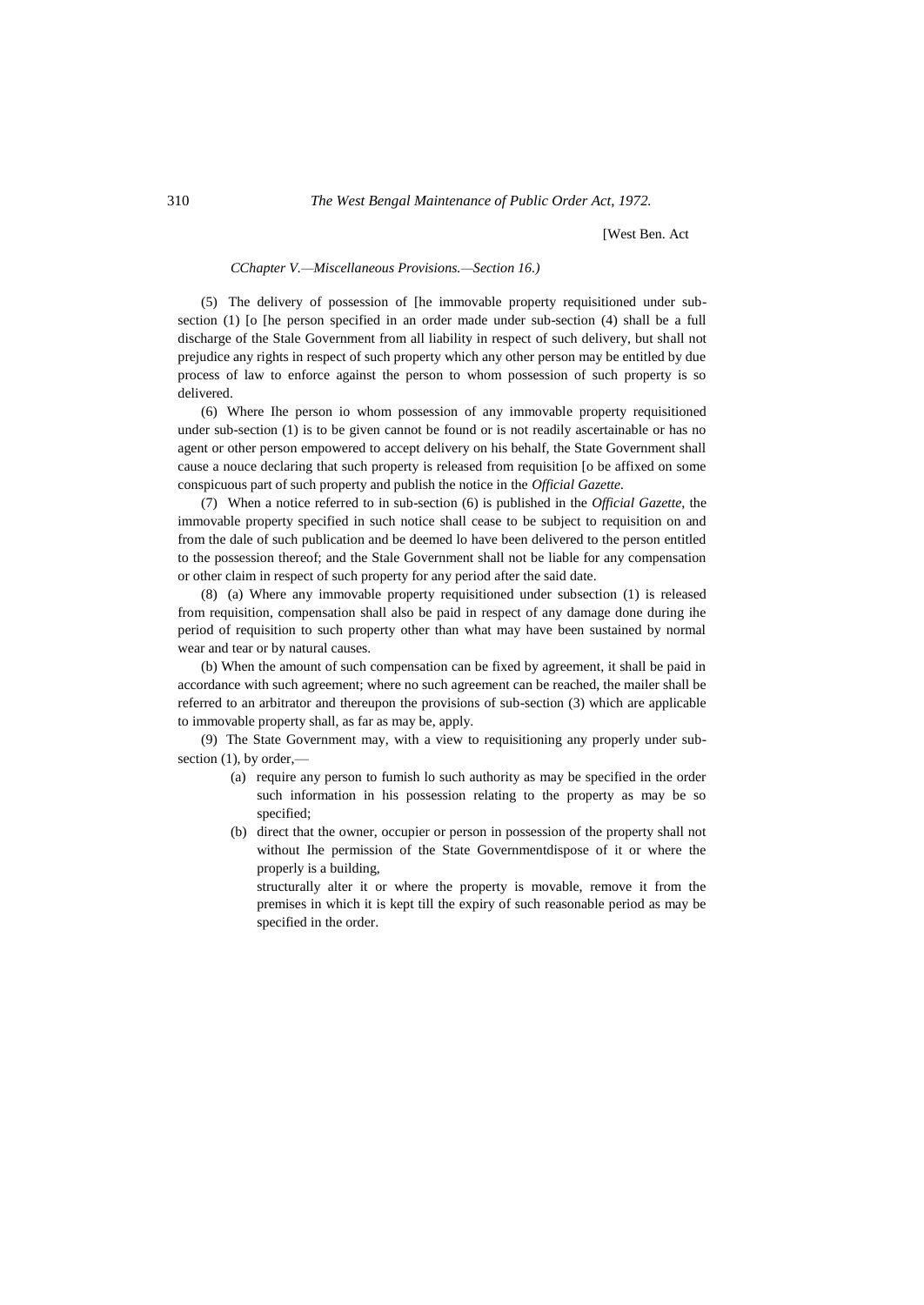*CChapter V.—Miscellaneous Provisions.—Section 16.)*

(5) The delivery of possession of [he immovable property requisitioned under sub-section (1) [o [he person specified in an order made under sub-section (4) shall be a full discharge of the Stale Government from all liability in respect of such delivery, but shall not prejudice any rights in respect of such property which any other person may be entitled by due process of law to enforce against the person to whom possession of such property is so delivered.

(6) Where Ihe person io whom possession of any immovable property requisitioned under sub-section (1) is to be given cannot be found or is not readily ascertainable or has no agent or other person empowered to accept delivery on his behalf, the State Government shall cause a nouce declaring that such property is released from requisition [o be affixed on some conspicuous part of such property and publish the notice in the *Official Gazette*.

(7) When a notice referred to in sub-section (6) is published in the *Official Gazette,* the immovable property specified in such notice shall cease to be subject to requisition on and from the dale of such publication and be deemed lo have been delivered to the person entitled to the possession thereof; and the Stale Government shall not be liable for any compensation or other claim in respect of such property for any period after the said date.

(8) (a) Where any immovable property requisitioned under subsection (1) is released from requisition, compensation shall also be paid in respect of any damage done during ihe period of requisition to such property other than what may have been sustained by normal wear and tear or by natural causes.

(b) When the amount of such compensation can be fixed by agreement, it shall be paid in accordance with such agreement; where no such agreement can be reached, the mailer shall be referred to an arbitrator and thereupon the provisions of sub-section (3) which are applicable to immovable property shall, as far as may be, apply.

(9) The State Government may, with a view to requisitioning any properly under sub-section (1), by order,—

(a) require any person to fumish lo such authority as may be specified in the order such information in his possession relating to the property as may be so specified;

(b) direct that the owner, occupier or person in possession of the property shall not without Ihe permission of the State Governmentdispose of it or where the properly is a building,

structurally alter it or where the property is movable, remove it from the premises in which it is kept till the expiry of such reasonable period as may be specified in the order.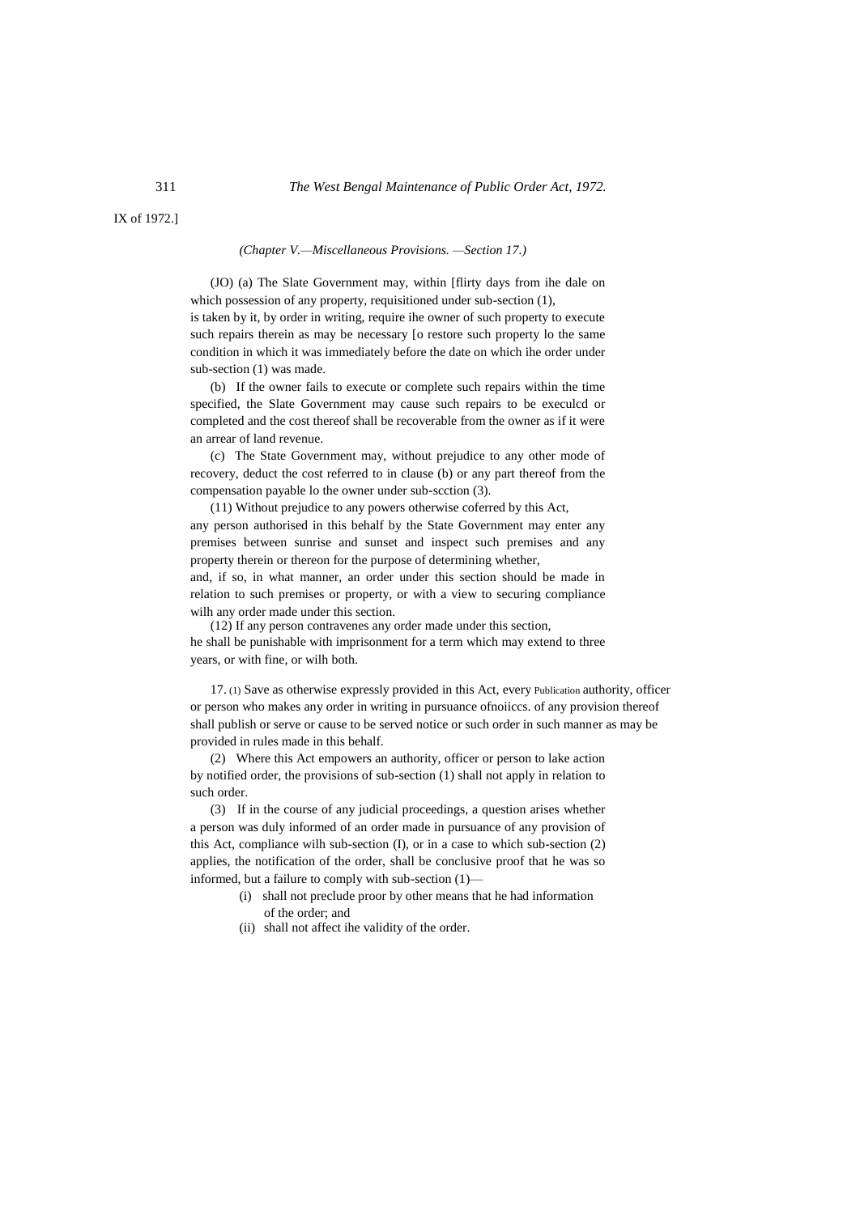IX of 1972.]

*(Chapter V.—Miscellaneous Provisions. —Section 17.)*

(JO) (a) The Slate Government may, within [flirty days from ihe dale on which possession of any property, requisitioned under sub-section (1), is taken by it, by order in writing, require ihe owner of such property to execute such repairs therein as may be necessary [o restore such property lo the same condition in which it was immediately before the date on which ihe order under sub-section (1) was made.

(b) If the owner fails to execute or complete such repairs within the time specified, the Slate Government may cause such repairs to be execulcd or completed and the cost thereof shall be recoverable from the owner as if it were an arrear of land revenue.

(c) The State Government may, without prejudice to any other mode of recovery, deduct the cost referred to in clause (b) or any part thereof from the compensation payable lo the owner under sub-scction (3).

(11) Without prejudice to any powers otherwise coferred by this Act, any person authorised in this behalf by the State Government may enter any premises between sunrise and sunset and inspect such premises and any property therein or thereon for the purpose of determining whether, and, if so, in what manner, an order under this section should be made in relation to such premises or property, or with a view to securing compliance wilh any order made under this section.

(12) If any person contravenes any order made under this section, he shall be punishable with imprisonment for a term which may extend to three years, or with fine, or wilh both.

17. (1) Save as otherwise expressly provided in this Act, every Publication authority, officer or person who makes any order in writing in pursuance ofnoiiccs. of any provision thereof shall publish or serve or cause to be served notice or such order in such manner as may be provided in rules made in this behalf.

(2) Where this Act empowers an authority, officer or person to lake action by notified order, the provisions of sub-section (1) shall not apply in relation to such order.

(3) If in the course of any judicial proceedings, a question arises whether a person was duly informed of an order made in pursuance of any provision of this Act, compliance wilh sub-section (I), or in a case to which sub-section (2) applies, the notification of the order, shall be conclusive proof that he was so informed, but a failure to comply with sub-section (1)—

- (i) shall not preclude proor by other means that he had information of the order; and
- (ii) shall not affect ihe validity of the order.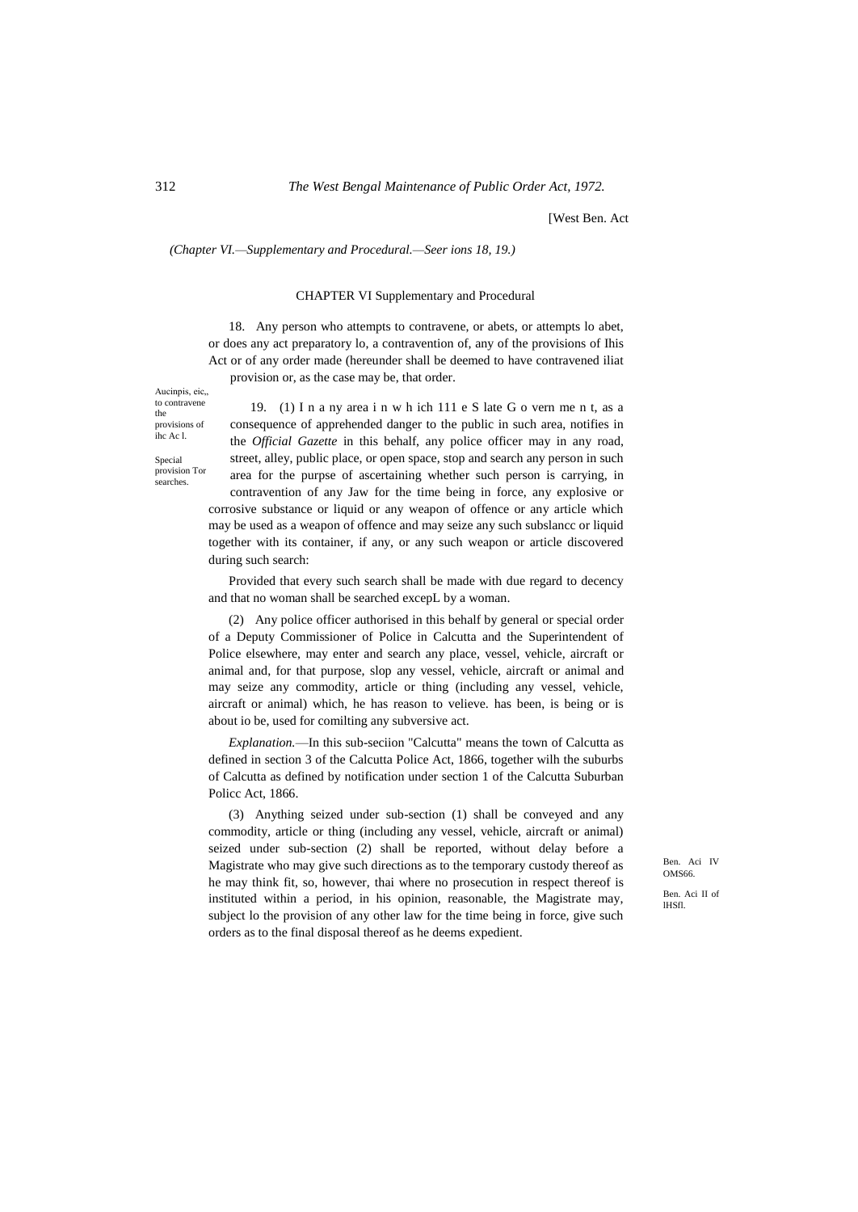[West Ben. Act

*(Chapter VI.—Supplementary and Procedural.—Seer ions 18, 19.)*

## CHAPTER VI Supplementary and Procedural

Aucinpis, eic,, to contravene the provisions of ihc Ac l.

18. Any person who attempts to contravene, or abets, or attempts lo abet, or does any act preparatory lo, a contravention of, any of the provisions of Ihis Act or of any order made (hereunder shall be deemed to have contravened iliat provision or, as the case may be, that order.

Special provision Tor searches.

19. (1) I n a ny area i n w h ich 111 e S late G o vern me n t, as a consequence of apprehended danger to the public in such area, notifies in the *Official Gazette* in this behalf, any police officer may in any road, street, alley, public place, or open space, stop and search any person in such area for the purpse of ascertaining whether such person is carrying, in contravention of any Jaw for the time being in force, any explosive or corrosive substance or liquid or any weapon of offence or any article which may be used as a weapon of offence and may seize any such subslancc or liquid together with its container, if any, or any such weapon or article discovered during such search:

Provided that every such search shall be made with due regard to decency and that no woman shall be searched excepL by a woman.

(2) Any police officer authorised in this behalf by general or special order of a Deputy Commissioner of Police in Calcutta and the Superintendent of Police elsewhere, may enter and search any place, vessel, vehicle, aircraft or animal and, for that purpose, slop any vessel, vehicle, aircraft or animal and may seize any commodity, article or thing (including any vessel, vehicle, aircraft or animal) which, he has reason to velieve. has been, is being or is about io be, used for comilting any subversive act.

*Explanation.*—In this sub-seciion "Calcutta" means the town of Calcutta as defined in section 3 of the Calcutta Police Act, 1866, together wilh the suburbs of Calcutta as defined by notification under section 1 of the Calcutta Suburban Policc Act, 1866.

Ben. Aci IV OMS66.

Ben. Aci II of lHSfl.

(3) Anything seized under sub-section (1) shall be conveyed and any commodity, article or thing (including any vessel, vehicle, aircraft or animal) seized under sub-section (2) shall be reported, without delay before a Magistrate who may give such directions as to the temporary custody thereof as he may think fit, so, however, thai where no prosecution in respect thereof is instituted within a period, in his opinion, reasonable, the Magistrate may, subject lo the provision of any other law for the time being in force, give such orders as to the final disposal thereof as he deems expedient.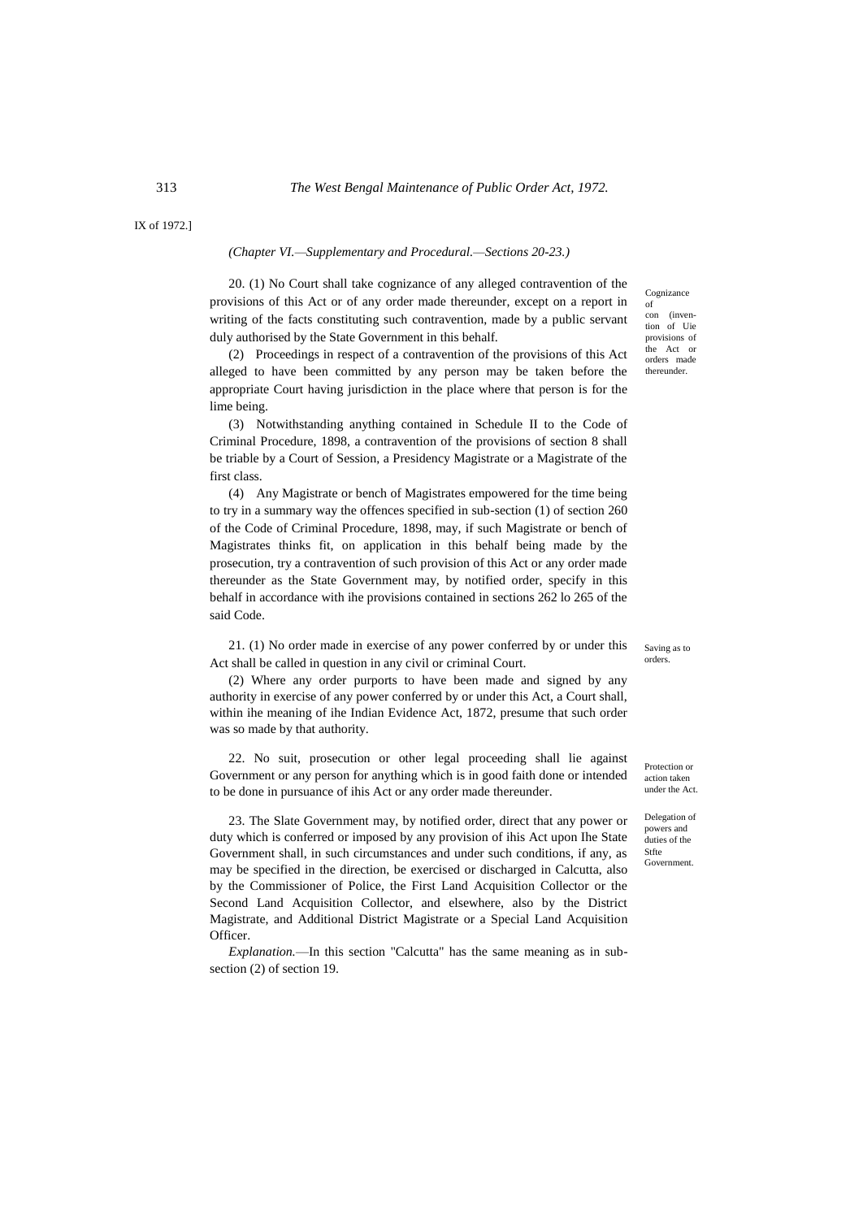IX of 1972.]

*(Chapter VI.—Supplementary and Procedural.—Sections 20-23.)*

Cognizance of con (invention of Uie provisions of the Act or orders made thereunder.

20. (1) No Court shall take cognizance of any alleged contravention of the provisions of this Act or of any order made thereunder, except on a report in writing of the facts constituting such contravention, made by a public servant duly authorised by the State Government in this behalf.

(2) Proceedings in respect of a contravention of the provisions of this Act alleged to have been committed by any person may be taken before the appropriate Court having jurisdiction in the place where that person is for the lime being.

(3) Notwithstanding anything contained in Schedule II to the Code of Criminal Procedure, 1898, a contravention of the provisions of section 8 shall be triable by a Court of Session, a Presidency Magistrate or a Magistrate of the first class.

(4) Any Magistrate or bench of Magistrates empowered for the time being to try in a summary way the offences specified in sub-section (1) of section 260 of the Code of Criminal Procedure, 1898, may, if such Magistrate or bench of Magistrates thinks fit, on application in this behalf being made by the prosecution, try a contravention of such provision of this Act or any order made thereunder as the State Government may, by notified order, specify in this behalf in accordance with ihe provisions contained in sections 262 lo 265 of the said Code.

Saving as to orders.

21. (1) No order made in exercise of any power conferred by or under this Act shall be called in question in any civil or criminal Court.

(2) Where any order purports to have been made and signed by any authority in exercise of any power conferred by or under this Act, a Court shall, within ihe meaning of ihe Indian Evidence Act, 1872, presume that such order was so made by that authority.

Protection or action taken under the Act.

22. No suit, prosecution or other legal proceeding shall lie against Government or any person for anything which is in good faith done or intended to be done in pursuance of ihis Act or any order made thereunder.

Delegation of powers and duties of the Stfte Government.

23. The Slate Government may, by notified order, direct that any power or duty which is conferred or imposed by any provision of ihis Act upon Ihe State Government shall, in such circumstances and under such conditions, if any, as may be specified in the direction, be exercised or discharged in Calcutta, also by the Commissioner of Police, the First Land Acquisition Collector or the Second Land Acquisition Collector, and elsewhere, also by the District Magistrate, and Additional District Magistrate or a Special Land Acquisition Officer.

*Explanation.*—In this section "Calcutta" has the same meaning as in sub-section (2) of section 19.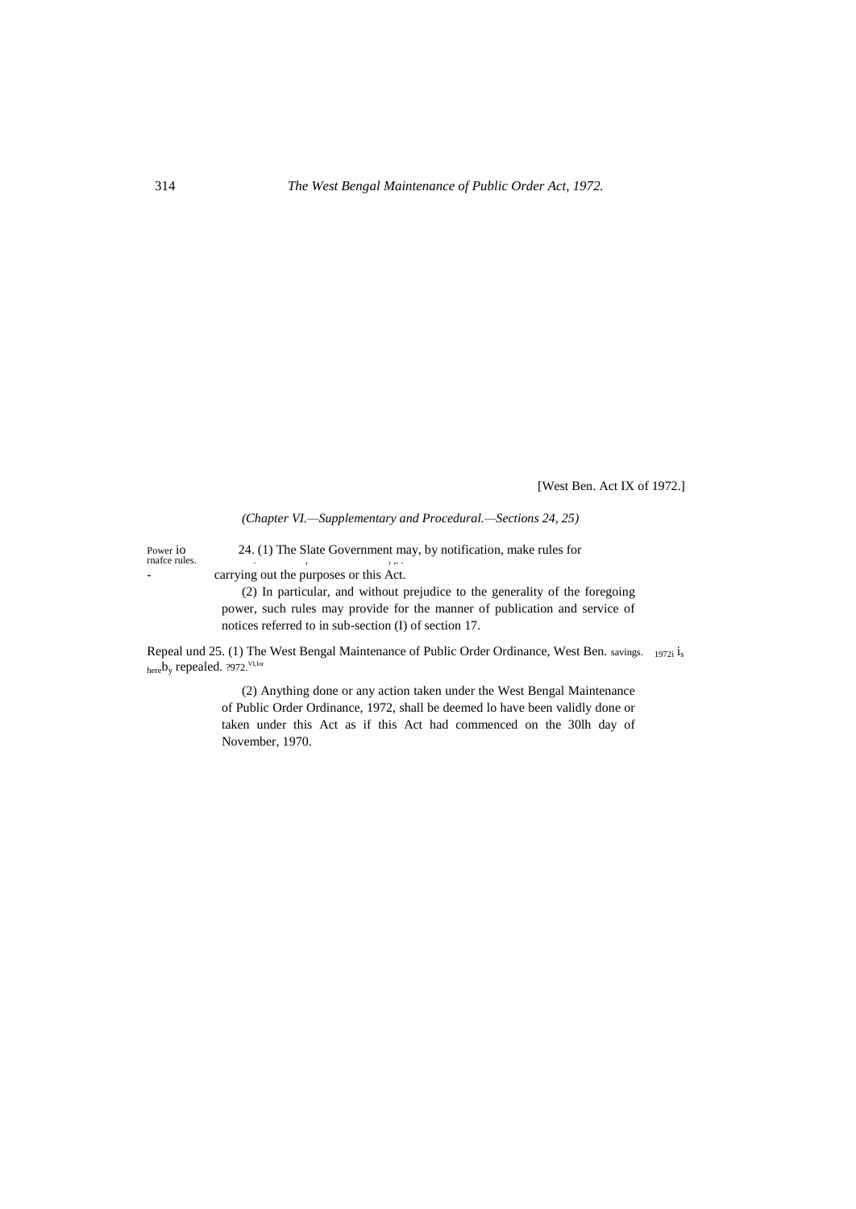[West Ben. Act IX of 1972.]

*(Chapter VI.—Supplementary and Procedural.—Sections 24, 25)*

Power io rnafce rules.

24. (1) The Slate Government may, by notification, make rules for carrying out the purposes or this Act.

(2) In particular, and without prejudice to the generality of the foregoing power, such rules may provide for the manner of publication and service of notices referred to in sub-section (I) of section 17.

Repeal und savings.

25. (1) The West Bengal Maintenance of Public Order Ordinance, 1972i is hereby repealed.

West Ben. ?972. VI,lor

(2) Anything done or any action taken under the West Bengal Maintenance of Public Order Ordinance, 1972, shall be deemed lo have been validly done or taken under this Act as if this Act had commenced on the 30lh day of November, 1970.